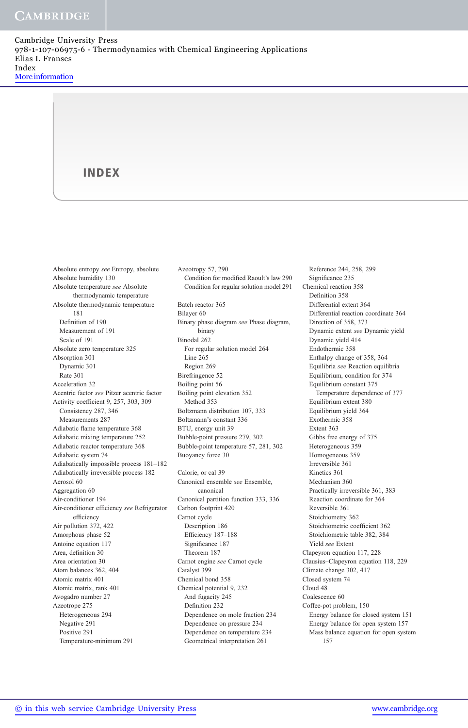Cambridge University Press
978-1-107-06975-6 - Thermodynamics with Chemical Engineering Applications
Elias I. Franses
Index
More information

# INDEX

Absolute entropy *see* Entropy, absolute
Absolute humidity 130
Absolute temperature *see* Absolute thermodynamic temperature
Absolute thermodynamic temperature 181
- Definition of 190
- Measurement of 191
- Scale of 191

Absolute zero temperature 325
Absorption 301
- Dynamic 301
- Rate 301

Acceleration 32
Acentric factor *see* Pitzer acentric factor
Activity coefficient 9, 257, 303, 309
- Consistency 287, 346
- Measurements 287

Adiabatic flame temperature 368
Adiabatic mixing temperature 252
Adiabatic reactor temperature 368
Adiabatic system 74
Adiabatically impossible process 181–182
Adiabatically irreversible process 182
Aerosol 60
Aggregation 60
Air-conditioner 194
Air-conditioner efficiency *see* Refrigerator efficiency
Air pollution 372, 422
Amorphous phase 52
Antoine equation 117
Area, definition 30
Area orientation 30
Atom balances 362, 404
Atomic matrix 401
Atomic matrix, rank 401
Avogadro number 27
Azeotrope 275
- Heterogeneous 294
- Negative 291
- Positive 291
- Temperature-minimum 291

Azeotropy 57, 290
- Condition for modified Raoult's law 290
- Condition for regular solution model 291

Batch reactor 365
Bilayer 60
Binary phase diagram *see* Phase diagram, binary
Binodal 262
- For regular solution model 264
- Line 265
- Region 269

Birefringence 52
Boiling point 56
Boiling point elevation 352
- Method 353

Boltzmann distribution 107, 333
Boltzmann's constant 336
BTU, energy unit 39
Bubble-point pressure 279, 302
Bubble-point temperature 57, 281, 302
Buoyancy force 30

Calorie, or cal 39
Canonical ensemble *see* Ensemble, canonical
Canonical partition function 333, 336
Carbon footprint 420
Carnot cycle
- Description 186
- Efficiency 187–188
- Significance 187
- Theorem 187

Carnot engine *see* Carnot cycle
Catalyst 399
Chemical bond 358
Chemical potential 9, 232
- And fugacity 245
- Definition 232
- Dependence on mole fraction 234
- Dependence on pressure 234
- Dependence on temperature 234
- Geometrical interpretation 261
- Reference 244, 258, 299
- Significance 235

Chemical reaction 358
- Definition 358
- Differential extent 364
- Differential reaction coordinate 364
- Direction of 358, 373
- Dynamic extent *see* Dynamic yield
- Dynamic yield 414
- Endothermic 358
- Enthalpy change of 358, 364
- Equilibria *see* Reaction equilibria
- Equilibrium, condition for 374
- Equilibrium constant 375
  - Temperature dependence of 377
- Equilibrium extent 380
- Equilibrium yield 364
- Exothermic 358
- Extent 363
- Gibbs free energy of 375
- Heterogeneous 359
- Homogeneous 359
- Irreversible 361
- Kinetics 361
- Mechanism 360
- Practically irreversible 361, 383
- Reaction coordinate for 364
- Reversible 361
- Stoichiometry 362
- Stoichiometric coefficient 362
- Stoichiometric table 382, 384
- Yield *see* Extent

Clapeyron equation 117, 228
Clausius–Clapeyron equation 118, 229
Climate change 302, 417
Closed system 74
Cloud 48
Coalescence 60
Coffee-pot problem, 150
- Energy balance for closed system 151
- Energy balance for open system 157
- Mass balance equation for open system 157

© in this web service Cambridge University Press www.cambridge.org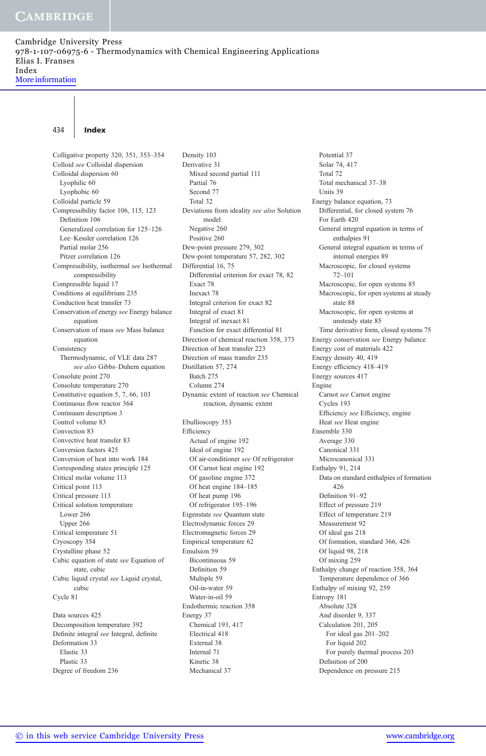## Index

Colligative property 320, 351, 353–354
Colloid *see* Colloidal dispersion
Colloidal dispersion 60
 Lyophilic 60
 Lyophobic 60
Colloidal particle 59
Compressibility factor 106, 115, 123
 Definition 106
 Generalized correlation for 125–126
 Lee–Kessler correlation 126
 Partial molar 256
 Pitzer correlation 126
Compressibility, isothermal *see* Isothermal compressibility
Compressible liquid 17
Conditions at equilibrium 235
Conduction heat transfer 73
Conservation of energy *see* Energy balance equation
Conservation of mass *see* Mass balance equation
Consistency
 Thermodynamic, of VLE data 287
 *see also* Gibbs–Duhem equation
Consolute point 270
Consolute temperature 270
Constitutive equation 5, 7, 66, 103
Continuous flow reactor 364
Continuum description 3
Control volume 83
Convection 83
Convective heat transfer 83
Conversion factors 425
Conversion of heat into work 184
Corresponding states principle 125
Critical molar volume 113
Critical point 113
Critical pressure 113
Critical solution temperature
 Lower 266
 Upper 266
Critical temperature 51
Cryoscopy 354
Crystalline phase 52
Cubic equation of state *see* Equation of state, cubic
Cubic liquid crystal *see* Liquid crystal, cubic
Cycle 81

Data sources 425
Decomposition temperature 392
Definite integral *see* Integral, definite
Deformation 33
 Elastic 33
 Plastic 33
Degree of freedom 236
Density 103
Derivative 31
 Mixed second partial 111
 Partial 76
 Second 77
 Total 32
Deviations from ideality *see also* Solution model
 Negative 260
 Positive 260
Dew-point pressure 279, 302
Dew-point temperature 57, 282, 302
Differential 16, 75
 Differential criterion for exact 78, 82
 Exact 78
 Inexact 78
 Integral criterion for exact 82
 Integral of exact 81
 Integral of inexact 81
 Function for exact differential 81
Direction of chemical reaction 358, 373
Direction of heat transfer 223
Direction of mass transfer 235
Distillation 57, 274
 Batch 275
 Column 274
Dynamic extent of reaction *see* Chemical reaction, dynamic extent

Ebullioscopy 353
Efficiency
 Actual of engine 192
 Ideal of engine 192
 Of air-conditioner *see* Of refrigerator
 Of Carnot heat engine 192
 Of gasoline engine 372
 Of heat engine 184–185
 Of heat pump 196
 Of refrigerator 195–196
Eigenstate *see* Quantum state
Electrodynamic forces 29
Electromagnetic forces 29
Empirical temperature 62
Emulsion 59
 Bicontinuous 59
 Definition 59
 Multiple 59
 Oil-in-water 59
 Water-in-oil 59
Endothermic reaction 358
Energy 37
 Chemical 193, 417
 Electrical 418
 External 38
 Internal 71
 Kinetic 38
 Mechanical 37
 Potential 37
 Solar 74, 417
 Total 72
 Total mechanical 37–38
 Units 39
Energy balance equation, 73
 Differential, for closed system 76
 For Earth 420
 General integral equation in terms of enthalpies 91
 General integral equation in terms of internal energies 89
 Macroscopic, for closed systems 72–101
 Macroscopic, for open systems 85
 Macroscopic, for open systems at steady state 88
 Macroscopic, for open systems at unsteady state 85
 Time derivative form, closed systems 75
Energy conservation *see* Energy balance
Energy cost of materials 422
Energy density 40, 419
Energy efficiency 418–419
Energy sources 417
Engine
 Carnot *see* Carnot engine
 Cycles 193
 Efficiency *see* Efficiency, engine
 Heat *see* Heat engine
Ensemble 330
 Average 330
 Canonical 331
 Microcanonical 331
Enthalpy 91, 214
 Data on standard enthalpies of formation 426
 Definition 91–92
 Effect of pressure 219
 Effect of temperature 219
 Measurement 92
 Of ideal gas 218
 Of formation, standard 366, 426
 Of liquid 98, 218
 Of mixing 259
Enthalpy change of reaction 358, 364
 Temperature dependence of 366
Enthalpy of mixing 92, 259
Entropy 181
 Absolute 328
 And disorder 9, 337
 Calculation 201, 205
  For ideal gas 201–202
  For liquid 202
  For purely thermal process 203
 Definition of 200
 Dependence on pressure 215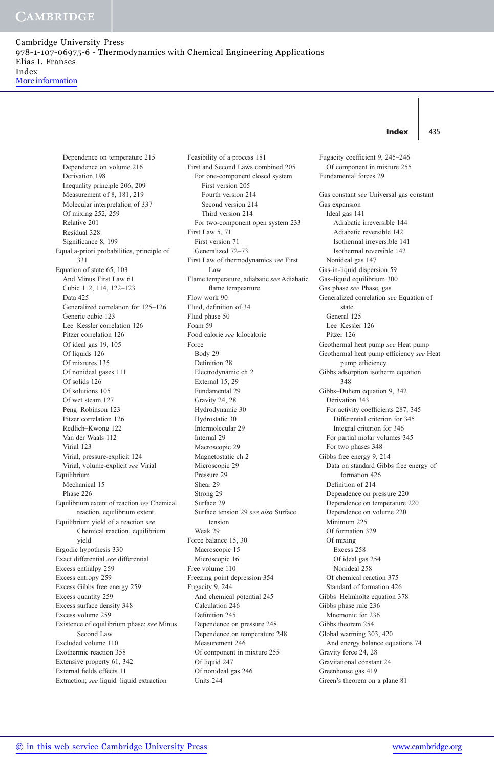Dependence on temperature 215
Dependence on volume 216
Derivation 198
Inequality principle 206, 209
Measurement of 8, 181, 219
Molecular interpretation of 337
Of mixing 252, 259
Relative 201
Residual 328
Significance 8, 199

Equal a-priori probabilities, principle of 331

Equation of state 65, 103
And Minus First Law 61
Cubic 112, 114, 122–123
Data 425
Generalized correlation for 125–126
Generic cubic 123
Lee–Kessler correlation 126
Pitzer correlation 126
Of ideal gas 19, 105
Of liquids 126
Of mixtures 135
Of nonideal gases 111
Of solids 126
Of solutions 105
Of wet steam 127
Peng–Robinson 123
Pitzer correlation 126
Redlich–Kwong 122
Van der Waals 112
Virial 123
Virial, pressure-explicit 124
Virial, volume-explicit *see* Virial

Equilibrium
Mechanical 15
Phase 226

Equilibrium extent of reaction *see* Chemical reaction, equilibrium extent

Equilibrium yield of a reaction *see* Chemical reaction, equilibrium yield

Ergodic hypothesis 330
Exact differential *see* differential
Excess enthalpy 259
Excess entropy 259
Excess Gibbs free energy 259
Excess quantity 259
Excess surface density 348
Excess volume 259
Existence of equilibrium phase; *see* Minus Second Law
Excluded volume 110
Exothermic reaction 358
Extensive property 61, 342
External fields effects 11
Extraction; *see* liquid–liquid extraction

Feasibility of a process 181
First and Second Laws combined 205
For one-component closed system
First version 205
Fourth version 214
Second version 214
Third version 214
For two-component open system 233

First Law 5, 71
First version 71
Generalized 72–73

First Law of thermodynamics *see* First Law
Flame temperature, adiabatic *see* Adiabatic flame temperature
Flow work 90
Fluid, definition of 34
Fluid phase 50
Foam 59
Food calorie *see* kilocalorie

Force
Body 29
Definition 28
Electrodynamic ch 2
External 15, 29
Fundamental 29
Gravity 24, 28
Hydrodynamic 30
Hydrostatic 30
Intermolecular 29
Internal 29
Macroscopic 29
Magnetostatic ch 2
Microscopic 29
Pressure 29
Shear 29
Strong 29
Surface 29
Surface tension 29 *see also* Surface tension
Weak 29

Force balance 15, 30
Macroscopic 15
Microscopic 16

Free volume 110
Freezing point depression 354

Fugacity 9, 244
And chemical potential 245
Calculation 246
Definition 245
Dependence on pressure 248
Dependence on temperature 248
Measurement 246
Of component in mixture 255
Of liquid 247
Of nonideal gas 246
Units 244

Fugacity coefficient 9, 245–246
Of component in mixture 255

Fundamental forces 29

Gas constant *see* Universal gas constant

Gas expansion
Ideal gas 141
Adiabatic irreversible 144
Adiabatic reversible 142
Isothermal irreversible 141
Isothermal reversible 142
Nonideal gas 147

Gas-in-liquid dispersion 59
Gas–liquid equilibrium 300
Gas phase *see* Phase, gas

Generalized correlation *see* Equation of state
General 125
Lee–Kessler 126
Pitzer 126

Geothermal heat pump *see* Heat pump
Geothermal heat pump efficiency *see* Heat pump efficiency
Gibbs adsorption isotherm equation 348

Gibbs–Duhem equation 9, 342
Derivation 343
For activity coefficients 287, 345
Differential criterion for 345
Integral criterion for 346
For partial molar volumes 345
For two phases 348

Gibbs free energy 9, 214
Data on standard Gibbs free energy of formation 426
Definition of 214
Dependence on pressure 220
Dependence on temperature 220
Dependence on volume 220
Minimum 225
Of formation 329
Of mixing
Excess 258
Of ideal gas 254
Nonideal 258
Of chemical reaction 375
Standard of formation 426

Gibbs–Helmholtz equation 378
Gibbs phase rule 236
Mnemonic for 236
Gibbs theorem 254
Global warming 303, 420
And energy balance equations 74
Gravity force 24, 28
Gravitational constant 24
Greenhouse gas 419
Green's theorem on a plane 81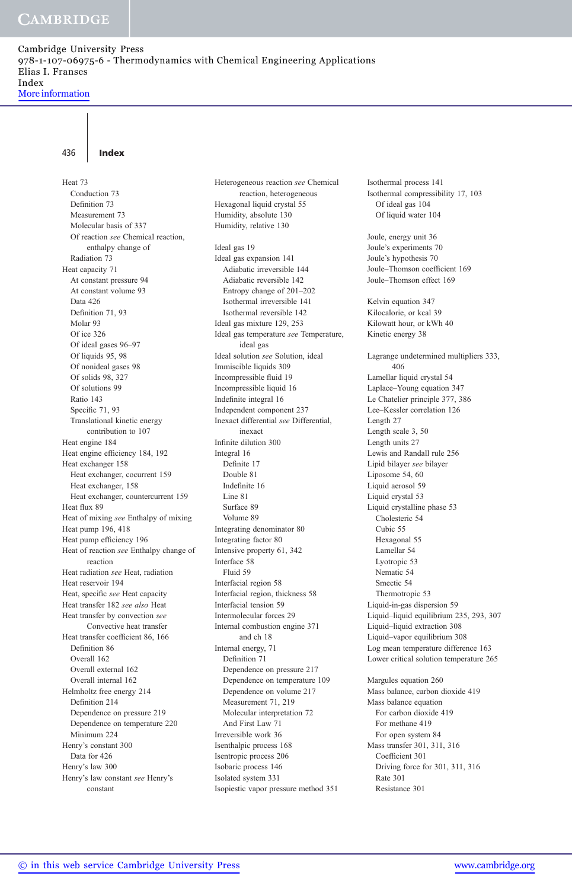# Index

Heat 73
- Conduction 73
- Definition 73
- Measurement 73
- Molecular basis of 337
- Of reaction *see* Chemical reaction, enthalpy change of
- Radiation 73

Heat capacity 71
- At constant pressure 94
- At constant volume 93
- Data 426
- Definition 71, 93
- Molar 93
- Of ice 326
- Of ideal gases 96–97
- Of liquids 95, 98
- Of nonideal gases 98
- Of solids 98, 327
- Of solutions 99
- Ratio 143
- Specific 71, 93
- Translational kinetic energy contribution to 107

Heat engine 184

Heat engine efficiency 184, 192

Heat exchanger 158
- Heat exchanger, cocurrent 159
- Heat exchanger, 158
- Heat exchanger, countercurrent 159

Heat flux 89

Heat of mixing *see* Enthalpy of mixing

Heat pump 196, 418

Heat pump efficiency 196

Heat of reaction *see* Enthalpy change of reaction

Heat radiation *see* Heat, radiation

Heat reservoir 194

Heat, specific *see* Heat capacity

Heat transfer 182 *see also* Heat

Heat transfer by convection *see* Convective heat transfer

Heat transfer coefficient 86, 166
- Definition 86
- Overall 162
- Overall external 162
- Overall internal 162

Helmholtz free energy 214
- Definition 214
- Dependence on pressure 219
- Dependence on temperature 220
- Minimum 224

Henry's constant 300
- Data for 426

Henry's law 300

Henry's law constant *see* Henry's constant

Heterogeneous reaction *see* Chemical reaction, heterogeneous

Hexagonal liquid crystal 55

Humidity, absolute 130

Humidity, relative 130

Ideal gas 19

Ideal gas expansion 141
- Adiabatic irreversible 144
- Adiabatic reversible 142
- Entropy change of 201–202
- Isothermal irreversible 141
- Isothermal reversible 142

Ideal gas mixture 129, 253

Ideal gas temperature *see* Temperature, ideal gas

Ideal solution *see* Solution, ideal

Immiscible liquids 309

Incompressible fluid 19

Incompressible liquid 16

Indefinite integral 16

Independent component 237

Inexact differential *see* Differential, inexact

Infinite dilution 300

Integral 16
- Definite 17
- Double 81
- Indefinite 16
- Line 81
- Surface 89
- Volume 89

Integrating denominator 80

Integrating factor 80

Intensive property 61, 342

Interface 58
- Fluid 59

Interfacial region 58

Interfacial region, thickness 58

Interfacial tension 59

Intermolecular forces 29

Internal combustion engine 371 and ch 18

Internal energy, 71
- Definition 71
- Dependence on pressure 217
- Dependence on temperature 109
- Dependence on volume 217
- Measurement 71, 219
- Molecular interpretation 72
- And First Law 71

Irreversible work 36

Isenthalpic process 168

Isentropic process 206

Isobaric process 146

Isolated system 331

Isopiestic vapor pressure method 351

Isothermal process 141

Isothermal compressibility 17, 103
- Of ideal gas 104
- Of liquid water 104

Joule, energy unit 36

Joule's experiments 70

Joule's hypothesis 70

Joule–Thomson coefficient 169

Joule–Thomson effect 169

Kelvin equation 347

Kilocalorie, or kcal 39

Kilowatt hour, or kWh 40

Kinetic energy 38

Lagrange undetermined multipliers 333, 406

Lamellar liquid crystal 54

Laplace–Young equation 347

Le Chatelier principle 377, 386

Lee–Kessler correlation 126

Length 27

Length scale 3, 50

Length units 27

Lewis and Randall rule 256

Lipid bilayer *see* bilayer

Liposome 54, 60

Liquid aerosol 59

Liquid crystal 53

Liquid crystalline phase 53
- Cholesteric 54
- Cubic 55
- Hexagonal 55
- Lamellar 54
- Lyotropic 53
- Nematic 54
- Smectic 54
- Thermotropic 53

Liquid-in-gas dispersion 59

Liquid–liquid equilibrium 235, 293, 307

Liquid–liquid extraction 308

Liquid–vapor equilibrium 308

Log mean temperature difference 163

Lower critical solution temperature 265

Margules equation 260

Mass balance, carbon dioxide 419

Mass balance equation
- For carbon dioxide 419
- For methane 419
- For open system 84

Mass transfer 301, 311, 316
- Coefficient 301
- Driving force for 301, 311, 316
- Rate 301
- Resistance 301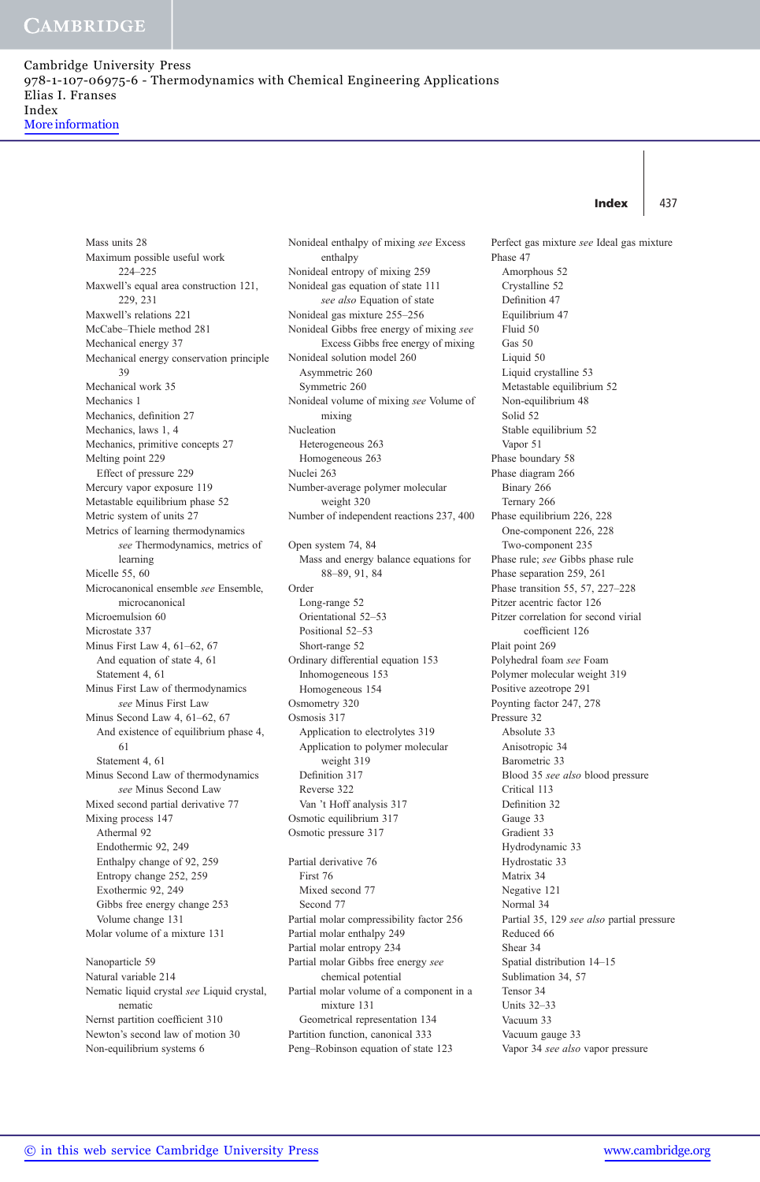Mass units 28
Maximum possible useful work 224–225
Maxwell's equal area construction 121, 229, 231
Maxwell's relations 221
McCabe–Thiele method 281
Mechanical energy 37
Mechanical energy conservation principle 39
Mechanical work 35
Mechanics 1
Mechanics, definition 27
Mechanics, laws 1, 4
Mechanics, primitive concepts 27
Melting point 229
  Effect of pressure 229
Mercury vapor exposure 119
Metastable equilibrium phase 52
Metric system of units 27
Metrics of learning thermodynamics *see* Thermodynamics, metrics of learning
Micelle 55, 60
Microcanonical ensemble *see* Ensemble, microcanonical
Microemulsion 60
Microstate 337
Minus First Law 4, 61–62, 67
  And equation of state 4, 61
  Statement 4, 61
Minus First Law of thermodynamics *see* Minus First Law
Minus Second Law 4, 61–62, 67
  And existence of equilibrium phase 4, 61
  Statement 4, 61
Minus Second Law of thermodynamics *see* Minus Second Law
Mixed second partial derivative 77
Mixing process 147
  Athermal 92
  Endothermic 92, 249
  Enthalpy change of 92, 259
  Entropy change 252, 259
  Exothermic 92, 249
  Gibbs free energy change 253
  Volume change 131
Molar volume of a mixture 131

Nanoparticle 59
Natural variable 214
Nematic liquid crystal *see* Liquid crystal, nematic
Nernst partition coefficient 310
Newton's second law of motion 30
Non-equilibrium systems 6
Nonideal enthalpy of mixing *see* Excess enthalpy
Nonideal entropy of mixing 259
Nonideal gas equation of state 111
  *see also* Equation of state
Nonideal gas mixture 255–256
Nonideal Gibbs free energy of mixing *see* Excess Gibbs free energy of mixing
Nonideal solution model 260
  Asymmetric 260
  Symmetric 260
Nonideal volume of mixing *see* Volume of mixing
Nucleation
  Heterogeneous 263
  Homogeneous 263
Nuclei 263
Number-average polymer molecular weight 320
Number of independent reactions 237, 400

Open system 74, 84
  Mass and energy balance equations for 88–89, 91, 84
Order
  Long-range 52
  Orientational 52–53
  Positional 52–53
  Short-range 52
Ordinary differential equation 153
  Inhomogeneous 153
  Homogeneous 154
Osmometry 320
Osmosis 317
  Application to electrolytes 319
  Application to polymer molecular weight 319
  Definition 317
  Reverse 322
  Van 't Hoff analysis 317
Osmotic equilibrium 317
Osmotic pressure 317

Partial derivative 76
  First 76
  Mixed second 77
  Second 77
Partial molar compressibility factor 256
Partial molar enthalpy 249
Partial molar entropy 234
Partial molar Gibbs free energy *see* chemical potential
Partial molar volume of a component in a mixture 131
  Geometrical representation 134
Partition coefficient, canonical 333
Peng–Robinson equation of state 123
Perfect gas mixture *see* Ideal gas mixture
Phase 47
  Amorphous 52
  Crystalline 52
  Definition 47
  Equilibrium 47
  Fluid 50
  Gas 50
  Liquid 50
  Liquid crystalline 53
  Metastable equilibrium 52
  Non-equilibrium 48
  Solid 52
  Stable equilibrium 52
  Vapor 51
Phase boundary 58
Phase diagram 266
  Binary 266
  Ternary 266
Phase equilibrium 226, 228
  One-component 226, 228
  Two-component 235
Phase rule; *see* Gibbs phase rule
Phase separation 259, 261
Phase transition 55, 57, 227–228
Pitzer acentric factor 126
Pitzer correlation for second virial coefficient 126
Plait point 269
Polyhedral foam *see* Foam
Polymer molecular weight 319
Positive azeotrope 291
Poynting factor 247, 278
Pressure 32
  Absolute 33
  Anisotropic 34
  Barometric 33
  Blood 35 *see also* blood pressure
  Critical 113
  Definition 32
  Gauge 33
  Gradient 33
  Hydrodynamic 33
  Hydrostatic 33
  Matrix 34
  Negative 121
  Normal 34
  Partial 35, 129 *see also* partial pressure
  Reduced 66
  Shear 34
  Spatial distribution 14–15
  Sublimation 34, 57
  Tensor 34
  Units 32–33
  Vacuum 33
  Vacuum gauge 33
  Vapor 34 *see also* vapor pressure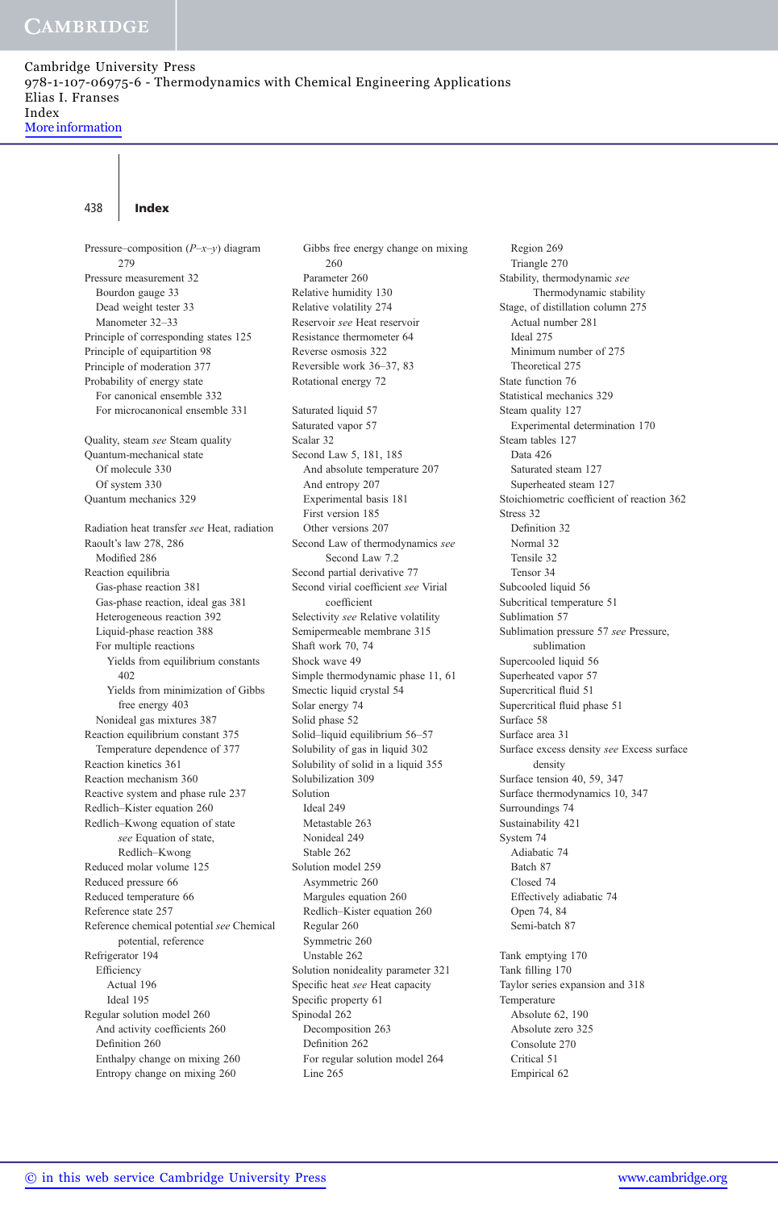## Index

Pressure–composition ($P$–$x$–$y$) diagram 279
Pressure measurement 32
  Bourdon gauge 33
  Dead weight tester 33
  Manometer 32–33
Principle of corresponding states 125
Principle of equipartition 98
Principle of moderation 377
Probability of energy state
  For canonical ensemble 332
  For microcanonical ensemble 331

Quality, steam *see* Steam quality
Quantum-mechanical state
  Of molecule 330
  Of system 330
Quantum mechanics 329

Radiation heat transfer *see* Heat, radiation
Raoult's law 278, 286
  Modified 286
Reaction equilibria
  Gas-phase reaction 381
  Gas-phase reaction, ideal gas 381
  Heterogeneous reaction 392
  Liquid-phase reaction 388
  For multiple reactions
    Yields from equilibrium constants 402
    Yields from minimization of Gibbs free energy 403
  Nonideal gas mixtures 387
Reaction equilibrium constant 375
  Temperature dependence of 377
Reaction kinetics 361
Reaction mechanism 360
Reactive system and phase rule 237
Redlich–Kister equation 260
Redlich–Kwong equation of state *see* Equation of state, Redlich–Kwong
Reduced molar volume 125
Reduced pressure 66
Reduced temperature 66
Reference state 257
Reference chemical potential *see* Chemical potential, reference
Refrigerator 194
  Efficiency
    Actual 196
    Ideal 195
Regular solution model 260
  And activity coefficients 260
  Definition 260
  Enthalpy change on mixing 260
  Entropy change on mixing 260
  Gibbs free energy change on mixing 260
  Parameter 260
Relative humidity 130
Relative volatility 274
Reservoir *see* Heat reservoir
Resistance thermometer 64
Reverse osmosis 322
Reversible work 36–37, 83
Rotational energy 72

Saturated liquid 57
Saturated vapor 57
Scalar 32
Second Law 5, 181, 185
  And absolute temperature 207
  And entropy 207
  Experimental basis 181
  First version 185
  Other versions 207
Second Law of thermodynamics *see* Second Law 7.2
Second partial derivative 77
Second virial coefficient *see* Virial coefficient
Selectivity *see* Relative volatility
Semipermeable membrane 315
Shaft work 70, 74
Shock wave 49
Simple thermodynamic phase 11, 61
Smectic liquid crystal 54
Solar energy 74
Solid phase 52
Solid–liquid equilibrium 56–57
Solubility of gas in liquid 302
Solubility of solid in a liquid 355
Solubilization 309
Solution
  Ideal 249
  Metastable 263
  Nonideal 249
  Stable 262
Solution model 259
  Asymmetric 260
  Margules equation 260
  Redlich–Kister equation 260
  Regular 260
  Symmetric 260
  Unstable 262
Solution nonideality parameter 321
Specific heat *see* Heat capacity
Specific property 61
Spinodal 262
  Decomposition 263
  Definition 262
  For regular solution model 264
  Line 265
  Region 269
  Triangle 270
Stability, thermodynamic *see* Thermodynamic stability
Stage, of distillation column 275
  Actual number 281
  Ideal 275
  Minimum number of 275
  Theoretical 275
State function 76
Statistical mechanics 329
Steam quality 127
  Experimental determination 170
Steam tables 127
  Data 426
  Saturated steam 127
  Superheated steam 127
Stoichiometric coefficient of reaction 362
Stress 32
  Definition 32
  Normal 32
  Tensile 32
  Tensor 34
Subcooled liquid 56
Subcritical temperature 51
Sublimation 57
Sublimation pressure 57 *see* Pressure, sublimation
Supercooled liquid 56
Superheated vapor 57
Supercritical fluid 51
Supercritical fluid phase 51
Surface 58
Surface area 31
Surface excess density *see* Excess surface density
Surface tension 40, 59, 347
Surface thermodynamics 10, 347
Surroundings 74
Sustainability 421
System 74
  Adiabatic 74
  Batch 87
  Closed 74
  Effectively adiabatic 74
  Open 74, 84
  Semi-batch 87

Tank emptying 170
Tank filling 170
Taylor series expansion and 318
Temperature
  Absolute 62, 190
  Absolute zero 325
  Consolute 270
  Critical 51
  Empirical 62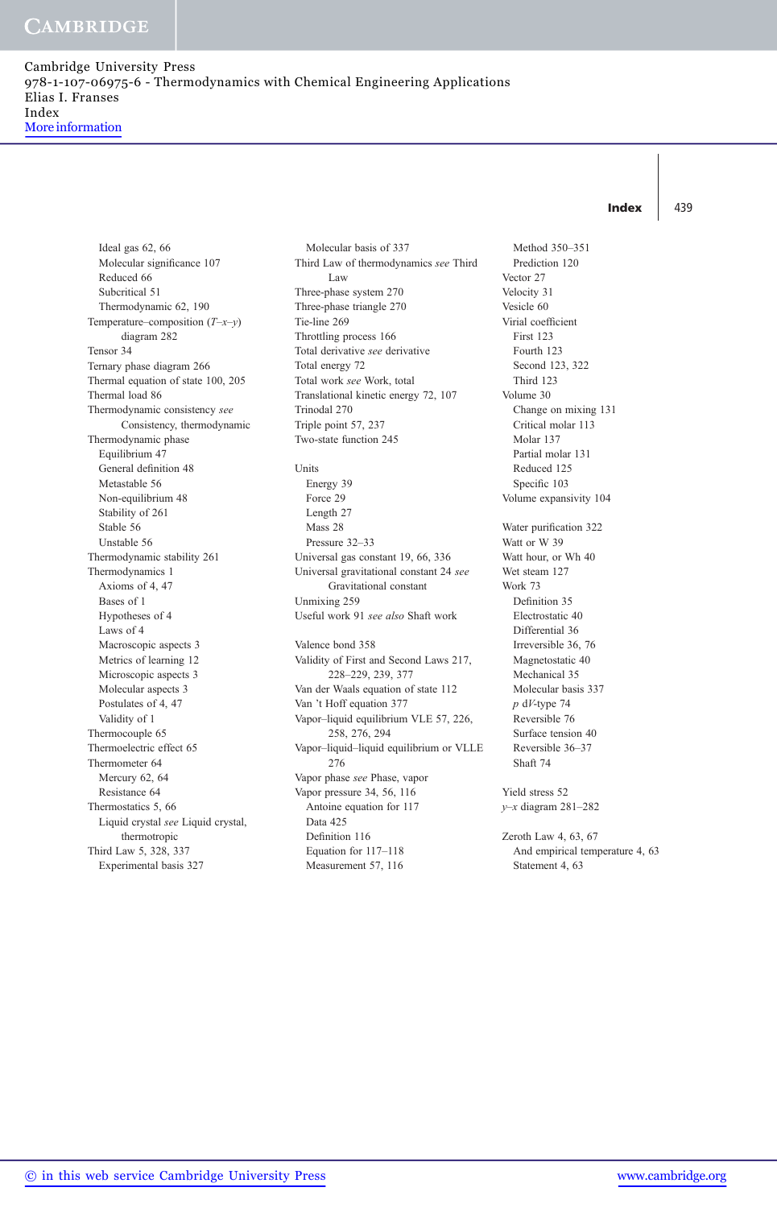Ideal gas 62, 66
Molecular significance 107
Reduced 66
Subcritical 51
Thermodynamic 62, 190
Temperature–composition (*T*–*x*–*y*) diagram 282
Tensor 34
Ternary phase diagram 266
Thermal equation of state 100, 205
Thermal load 86
Thermodynamic consistency *see* Consistency, thermodynamic
Thermodynamic phase
Equilibrium 47
General definition 48
Metastable 56
Non-equilibrium 48
Stability of 261
Stable 56
Unstable 56
Thermodynamic stability 261
Thermodynamics 1
Axioms of 4, 47
Bases of 1
Hypotheses of 4
Laws of 4
Macroscopic aspects 3
Metrics of learning 12
Microscopic aspects 3
Molecular aspects 3
Postulates of 4, 47
Validity of 1
Thermocouple 65
Thermoelectric effect 65
Thermometer 64
Mercury 62, 64
Resistance 64
Thermostatics 5, 66
Liquid crystal *see* Liquid crystal, thermotropic
Third Law 5, 328, 337
Experimental basis 327
Molecular basis of 337
Third Law of thermodynamics *see* Third Law
Three-phase system 270
Three-phase triangle 270
Tie-line 269
Throttling process 166
Total derivative *see* derivative
Total energy 72
Total work *see* Work, total
Translational kinetic energy 72, 107
Trinodal 270
Triple point 57, 237
Two-state function 245

Units
Energy 39
Force 29
Length 27
Mass 28
Pressure 32–33
Universal gas constant 19, 66, 336
Universal gravitational constant 24 *see* Gravitational constant
Unmixing 259
Useful work 91 *see also* Shaft work

Valence bond 358
Validity of First and Second Laws 217, 228–229, 239, 377
Van der Waals equation of state 112
Van 't Hoff equation 377
Vapor–liquid equilibrium VLE 57, 226, 258, 276, 294
Vapor–liquid–liquid equilibrium or VLLE 276
Vapor phase *see* Phase, vapor
Vapor pressure 34, 56, 116
Antoine equation for 117
Data 425
Definition 116
Equation for 117–118
Measurement 57, 116
Method 350–351
Prediction 120
Vector 27
Velocity 31
Vesicle 60
Virial coefficient
First 123
Fourth 123
Second 123, 322
Third 123
Volume 30
Change on mixing 131
Critical molar 113
Molar 137
Partial molar 131
Reduced 125
Specific 103
Volume expansivity 104

Water purification 322
Watt or W 39
Watt hour, or Wh 40
Wet steam 127
Work 73
Definition 35
Electrostatic 40
Differential 36
Irreversible 36, 76
Magnetostatic 40
Mechanical 35
Molecular basis 337
*p* d*V*-type 74
Reversible 76
Surface tension 40
Reversible 36–37
Shaft 74

Yield stress 52
*y*–*x* diagram 281–282

Zeroth Law 4, 63, 67
And empirical temperature 4, 63
Statement 4, 63